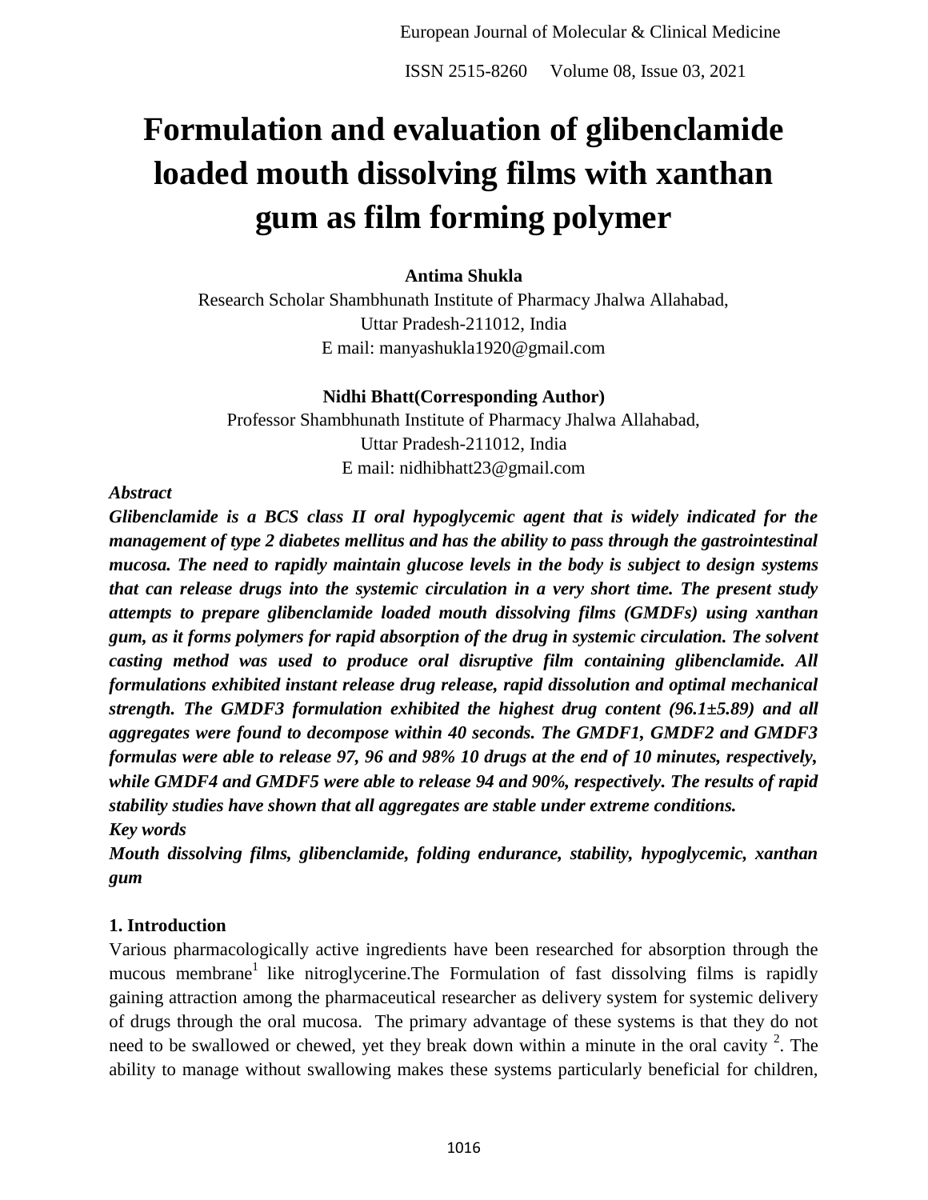# Formulation and evaluation of glibenclamide loaded mouth dissolving films with xanthan gum as film forming polymer

**Antima Shukla**

Research Scholar Shambhunath Institute of Pharmacy Jhalwa Allahabad,
Uttar Pradesh-211012, India
E mail: manyashukla1920@gmail.com

**Nidhi Bhatt(Corresponding Author)**

Professor Shambhunath Institute of Pharmacy Jhalwa Allahabad,
Uttar Pradesh-211012, India
E mail: nidhibhatt23@gmail.com

***Abstract***

***Glibenclamide is a BCS class II oral hypoglycemic agent that is widely indicated for the management of type 2 diabetes mellitus and has the ability to pass through the gastrointestinal mucosa. The need to rapidly maintain glucose levels in the body is subject to design systems that can release drugs into the systemic circulation in a very short time. The present study attempts to prepare glibenclamide loaded mouth dissolving films (GMDFs) using xanthan gum, as it forms polymers for rapid absorption of the drug in systemic circulation. The solvent casting method was used to produce oral disruptive film containing glibenclamide. All formulations exhibited instant release drug release, rapid dissolution and optimal mechanical strength. The GMDF3 formulation exhibited the highest drug content (96.1±5.89) and all aggregates were found to decompose within 40 seconds. The GMDF1, GMDF2 and GMDF3 formulas were able to release 97, 96 and 98% 10 drugs at the end of 10 minutes, respectively, while GMDF4 and GMDF5 were able to release 94 and 90%, respectively. The results of rapid stability studies have shown that all aggregates are stable under extreme conditions.***

***Key words***

***Mouth dissolving films, glibenclamide, folding endurance, stability, hypoglycemic, xanthan gum***

## 1. Introduction

Various pharmacologically active ingredients have been researched for absorption through the mucous membrane[1] like nitroglycerine.The Formulation of fast dissolving films is rapidly gaining attraction among the pharmaceutical researcher as delivery system for systemic delivery of drugs through the oral mucosa. The primary advantage of these systems is that they do not need to be swallowed or chewed, yet they break down within a minute in the oral cavity [2]. The ability to manage without swallowing makes these systems particularly beneficial for children,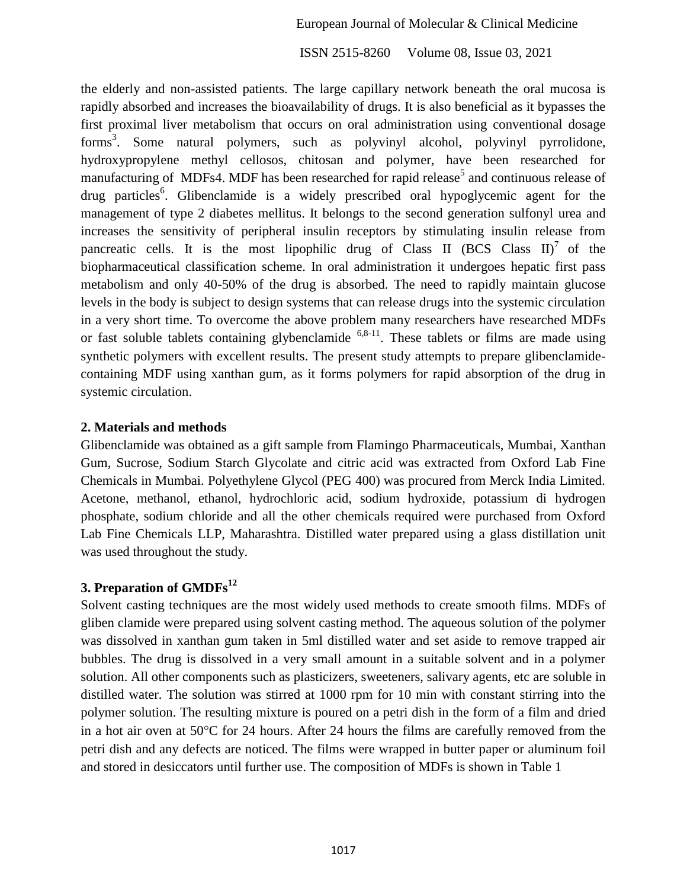the elderly and non-assisted patients. The large capillary network beneath the oral mucosa is rapidly absorbed and increases the bioavailability of drugs. It is also beneficial as it bypasses the first proximal liver metabolism that occurs on oral administration using conventional dosage forms[3]. Some natural polymers, such as polyvinyl alcohol, polyvinyl pyrrolidone, hydroxypropylene methyl cellosos, chitosan and polymer, have been researched for manufacturing of MDFs4. MDF has been researched for rapid release[5] and continuous release of drug particles[6]. Glibenclamide is a widely prescribed oral hypoglycemic agent for the management of type 2 diabetes mellitus. It belongs to the second generation sulfonyl urea and increases the sensitivity of peripheral insulin receptors by stimulating insulin release from pancreatic cells. It is the most lipophilic drug of Class II (BCS Class II)[7] of the biopharmaceutical classification scheme. In oral administration it undergoes hepatic first pass metabolism and only 40-50% of the drug is absorbed. The need to rapidly maintain glucose levels in the body is subject to design systems that can release drugs into the systemic circulation in a very short time. To overcome the above problem many researchers have researched MDFs or fast soluble tablets containing glybenclamide [6,8-11]. These tablets or films are made using synthetic polymers with excellent results. The present study attempts to prepare glibenclamide-containing MDF using xanthan gum, as it forms polymers for rapid absorption of the drug in systemic circulation.

## 2. Materials and methods

Glibenclamide was obtained as a gift sample from Flamingo Pharmaceuticals, Mumbai, Xanthan Gum, Sucrose, Sodium Starch Glycolate and citric acid was extracted from Oxford Lab Fine Chemicals in Mumbai. Polyethylene Glycol (PEG 400) was procured from Merck India Limited. Acetone, methanol, ethanol, hydrochloric acid, sodium hydroxide, potassium di hydrogen phosphate, sodium chloride and all the other chemicals required were purchased from Oxford Lab Fine Chemicals LLP, Maharashtra. Distilled water prepared using a glass distillation unit was used throughout the study.

## 3. Preparation of GMDFs[12]

Solvent casting techniques are the most widely used methods to create smooth films. MDFs of gliben clamide were prepared using solvent casting method. The aqueous solution of the polymer was dissolved in xanthan gum taken in 5ml distilled water and set aside to remove trapped air bubbles. The drug is dissolved in a very small amount in a suitable solvent and in a polymer solution. All other components such as plasticizers, sweeteners, salivary agents, etc are soluble in distilled water. The solution was stirred at 1000 rpm for 10 min with constant stirring into the polymer solution. The resulting mixture is poured on a petri dish in the form of a film and dried in a hot air oven at 50°C for 24 hours. After 24 hours the films are carefully removed from the petri dish and any defects are noticed. The films were wrapped in butter paper or aluminum foil and stored in desiccators until further use. The composition of MDFs is shown in Table 1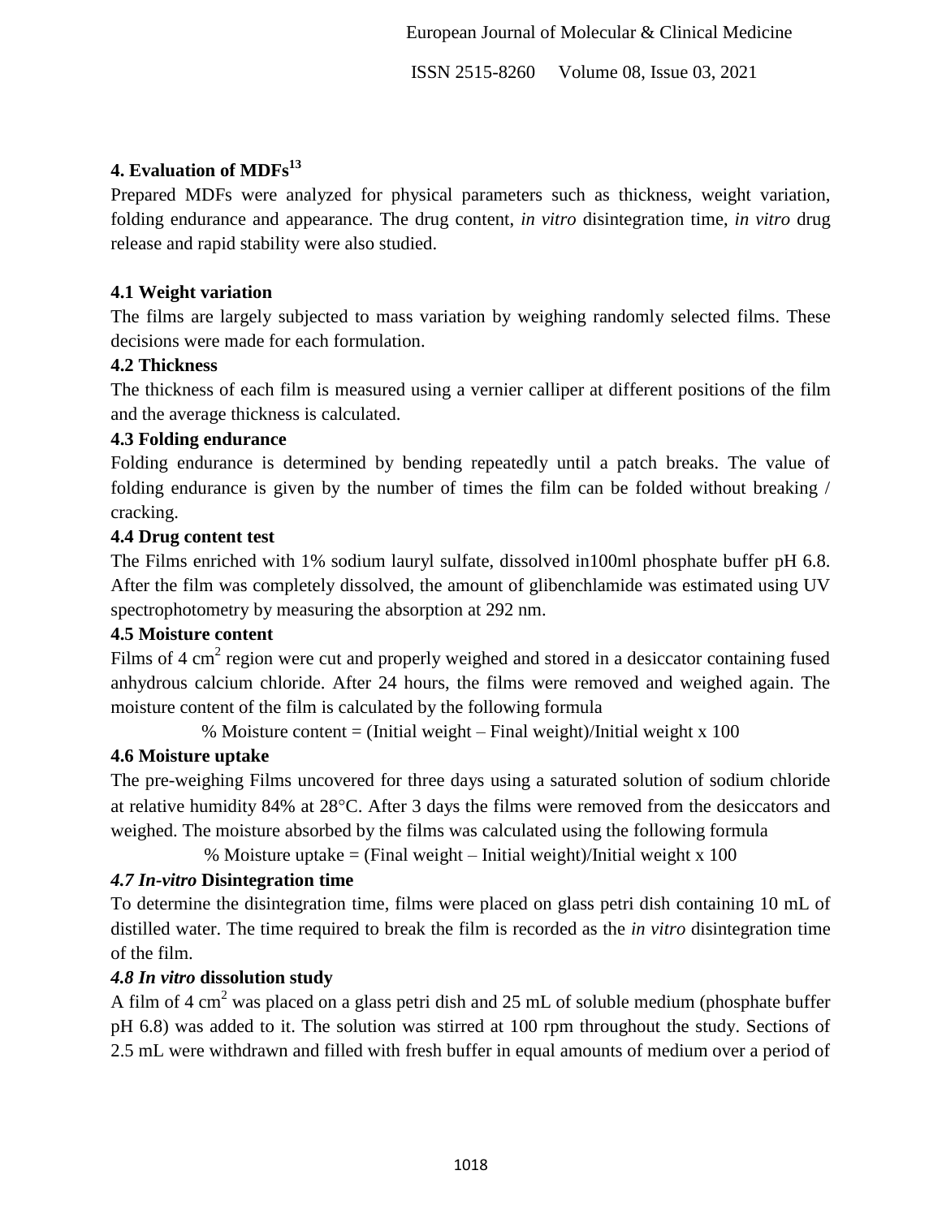## 4. Evaluation of MDFs[13]

Prepared MDFs were analyzed for physical parameters such as thickness, weight variation, folding endurance and appearance. The drug content, *in vitro* disintegration time, *in vitro* drug release and rapid stability were also studied.

### 4.1 Weight variation

The films are largely subjected to mass variation by weighing randomly selected films. These decisions were made for each formulation.

### 4.2 Thickness

The thickness of each film is measured using a vernier calliper at different positions of the film and the average thickness is calculated.

### 4.3 Folding endurance

Folding endurance is determined by bending repeatedly until a patch breaks. The value of folding endurance is given by the number of times the film can be folded without breaking / cracking.

### 4.4 Drug content test

The Films enriched with 1% sodium lauryl sulfate, dissolved in100ml phosphate buffer pH 6.8. After the film was completely dissolved, the amount of glibenchlamide was estimated using UV spectrophotometry by measuring the absorption at 292 nm.

### 4.5 Moisture content

Films of 4 $cm^2$ region were cut and properly weighed and stored in a desiccator containing fused anhydrous calcium chloride. After 24 hours, the films were removed and weighed again. The moisture content of the film is calculated by the following formula

$$\text{\% Moisture content} = (\text{Initial weight} - \text{Final weight})/\text{Initial weight} \times 100$$

### 4.6 Moisture uptake

The pre-weighing Films uncovered for three days using a saturated solution of sodium chloride at relative humidity 84% at 28°C. After 3 days the films were removed from the desiccators and weighed. The moisture absorbed by the films was calculated using the following formula

$$\text{\% Moisture uptake} = (\text{Final weight} - \text{Initial weight})/\text{Initial weight} \times 100$$

### *4.7 In-vitro* Disintegration time

To determine the disintegration time, films were placed on glass petri dish containing 10 mL of distilled water. The time required to break the film is recorded as the *in vitro* disintegration time of the film.

### *4.8 In vitro* dissolution study

A film of 4 $cm^2$ was placed on a glass petri dish and 25 mL of soluble medium (phosphate buffer pH 6.8) was added to it. The solution was stirred at 100 rpm throughout the study. Sections of 2.5 mL were withdrawn and filled with fresh buffer in equal amounts of medium over a period of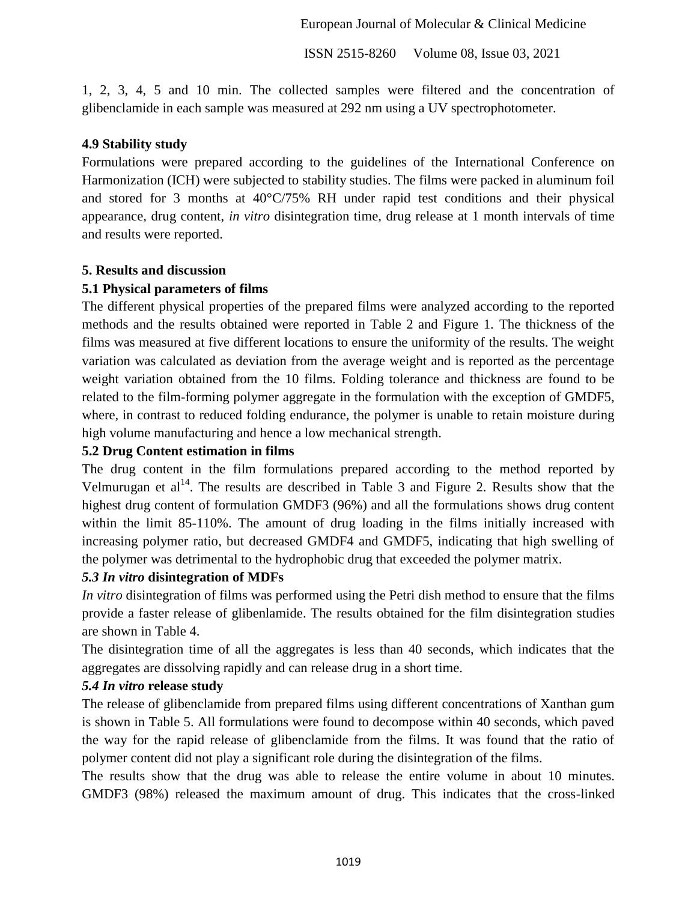1, 2, 3, 4, 5 and 10 min. The collected samples were filtered and the concentration of glibenclamide in each sample was measured at 292 nm using a UV spectrophotometer.

### 4.9 Stability study

Formulations were prepared according to the guidelines of the International Conference on Harmonization (ICH) were subjected to stability studies. The films were packed in aluminum foil and stored for 3 months at 40°C/75% RH under rapid test conditions and their physical appearance, drug content, *in vitro* disintegration time, drug release at 1 month intervals of time and results were reported.

## 5. Results and discussion

### 5.1 Physical parameters of films

The different physical properties of the prepared films were analyzed according to the reported methods and the results obtained were reported in Table 2 and Figure 1. The thickness of the films was measured at five different locations to ensure the uniformity of the results. The weight variation was calculated as deviation from the average weight and is reported as the percentage weight variation obtained from the 10 films. Folding tolerance and thickness are found to be related to the film-forming polymer aggregate in the formulation with the exception of GMDF5, where, in contrast to reduced folding endurance, the polymer is unable to retain moisture during high volume manufacturing and hence a low mechanical strength.

### 5.2 Drug Content estimation in films

The drug content in the film formulations prepared according to the method reported by Velmurugan et al[14]. The results are described in Table 3 and Figure 2. Results show that the highest drug content of formulation GMDF3 (96%) and all the formulations shows drug content within the limit 85-110%. The amount of drug loading in the films initially increased with increasing polymer ratio, but decreased GMDF4 and GMDF5, indicating that high swelling of the polymer was detrimental to the hydrophobic drug that exceeded the polymer matrix.

### *5.3 In vitro* disintegration of MDFs

*In vitro* disintegration of films was performed using the Petri dish method to ensure that the films provide a faster release of glibenlamide. The results obtained for the film disintegration studies are shown in Table 4.

The disintegration time of all the aggregates is less than 40 seconds, which indicates that the aggregates are dissolving rapidly and can release drug in a short time.

### *5.4 In vitro* release study

The release of glibenclamide from prepared films using different concentrations of Xanthan gum is shown in Table 5. All formulations were found to decompose within 40 seconds, which paved the way for the rapid release of glibenclamide from the films. It was found that the ratio of polymer content did not play a significant role during the disintegration of the films.

The results show that the drug was able to release the entire volume in about 10 minutes. GMDF3 (98%) released the maximum amount of drug. This indicates that the cross-linked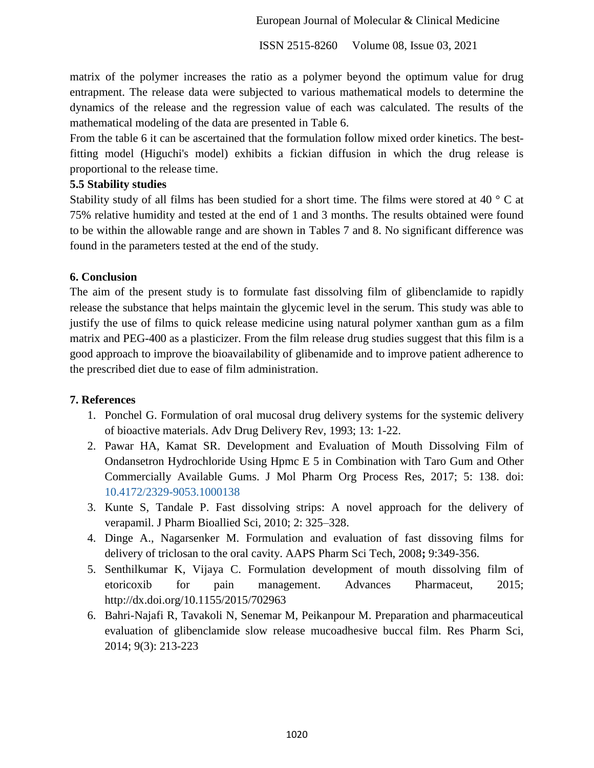matrix of the polymer increases the ratio as a polymer beyond the optimum value for drug entrapment. The release data were subjected to various mathematical models to determine the dynamics of the release and the regression value of each was calculated. The results of the mathematical modeling of the data are presented in Table 6.

From the table 6 it can be ascertained that the formulation follow mixed order kinetics. The best-fitting model (Higuchi's model) exhibits a fickian diffusion in which the drug release is proportional to the release time.

### 5.5 Stability studies

Stability study of all films has been studied for a short time. The films were stored at 40 ° C at 75% relative humidity and tested at the end of 1 and 3 months. The results obtained were found to be within the allowable range and are shown in Tables 7 and 8. No significant difference was found in the parameters tested at the end of the study.

## 6. Conclusion

The aim of the present study is to formulate fast dissolving film of glibenclamide to rapidly release the substance that helps maintain the glycemic level in the serum. This study was able to justify the use of films to quick release medicine using natural polymer xanthan gum as a film matrix and PEG-400 as a plasticizer. From the film release drug studies suggest that this film is a good approach to improve the bioavailability of glibenamide and to improve patient adherence to the prescribed diet due to ease of film administration.

## 7. References

1. Ponchel G. Formulation of oral mucosal drug delivery systems for the systemic delivery of bioactive materials. Adv Drug Delivery Rev, 1993; 13: 1-22.
2. Pawar HA, Kamat SR. Development and Evaluation of Mouth Dissolving Film of Ondansetron Hydrochloride Using Hpmc E 5 in Combination with Taro Gum and Other Commercially Available Gums. J Mol Pharm Org Process Res, 2017; 5: 138. doi: 10.4172/2329-9053.1000138
3. Kunte S, Tandale P. Fast dissolving strips: A novel approach for the delivery of verapamil. J Pharm Bioallied Sci, 2010; 2: 325–328.
4. Dinge A., Nagarsenker M. Formulation and evaluation of fast dissoving films for delivery of triclosan to the oral cavity. AAPS Pharm Sci Tech, 2008**;** 9:349-356.
5. Senthilkumar K, Vijaya C. Formulation development of mouth dissolving film of etoricoxib for pain management. Advances Pharmaceut, 2015; http://dx.doi.org/10.1155/2015/702963
6. Bahri-Najafi R, Tavakoli N, Senemar M, Peikanpour M. Preparation and pharmaceutical evaluation of glibenclamide slow release mucoadhesive buccal film. Res Pharm Sci, 2014; 9(3): 213-223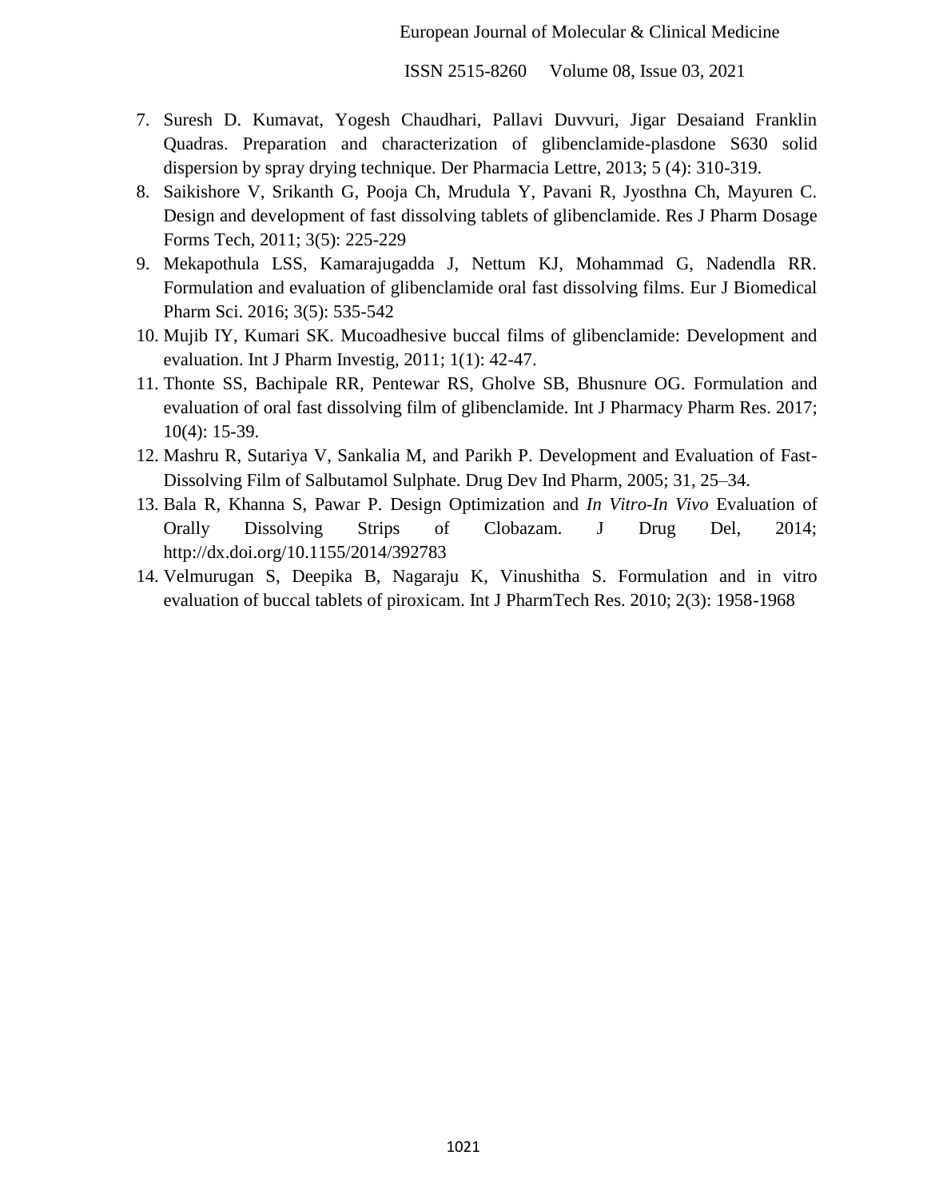7. Suresh D. Kumavat, Yogesh Chaudhari, Pallavi Duvvuri, Jigar Desaiand Franklin Quadras. Preparation and characterization of glibenclamide-plasdone S630 solid dispersion by spray drying technique. Der Pharmacia Lettre, 2013; 5 (4): 310-319.
8. Saikishore V, Srikanth G, Pooja Ch, Mrudula Y, Pavani R, Jyosthna Ch, Mayuren C. Design and development of fast dissolving tablets of glibenclamide. Res J Pharm Dosage Forms Tech, 2011; 3(5): 225-229
9. Mekapothula LSS, Kamarajugadda J, Nettum KJ, Mohammad G, Nadendla RR. Formulation and evaluation of glibenclamide oral fast dissolving films. Eur J Biomedical Pharm Sci. 2016; 3(5): 535-542
10. Mujib IY, Kumari SK. Mucoadhesive buccal films of glibenclamide: Development and evaluation. Int J Pharm Investig, 2011; 1(1): 42-47.
11. Thonte SS, Bachipale RR, Pentewar RS, Gholve SB, Bhusnure OG. Formulation and evaluation of oral fast dissolving film of glibenclamide. Int J Pharmacy Pharm Res. 2017; 10(4): 15-39.
12. Mashru R, Sutariya V, Sankalia M, and Parikh P. Development and Evaluation of Fast-Dissolving Film of Salbutamol Sulphate. Drug Dev Ind Pharm, 2005; 31, 25–34.
13. Bala R, Khanna S, Pawar P. Design Optimization and *In Vitro-In Vivo* Evaluation of Orally Dissolving Strips of Clobazam. J Drug Del, 2014; http://dx.doi.org/10.1155/2014/392783
14. Velmurugan S, Deepika B, Nagaraju K, Vinushitha S. Formulation and in vitro evaluation of buccal tablets of piroxicam. Int J PharmTech Res. 2010; 2(3): 1958-1968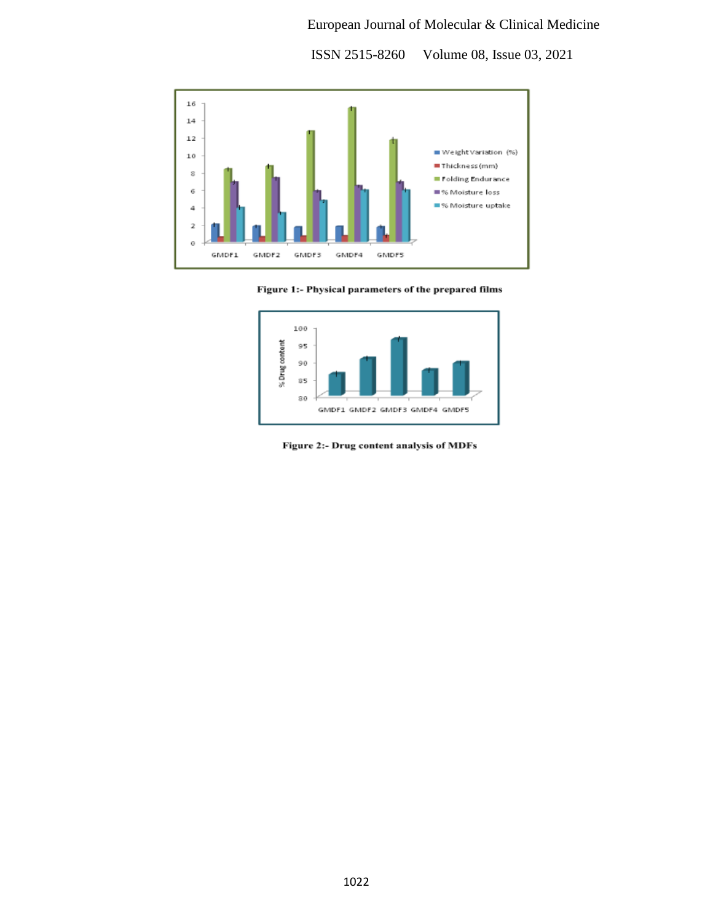Figure 1:- Physical parameters of the prepared films

Figure 2:- Drug content analysis of MDFs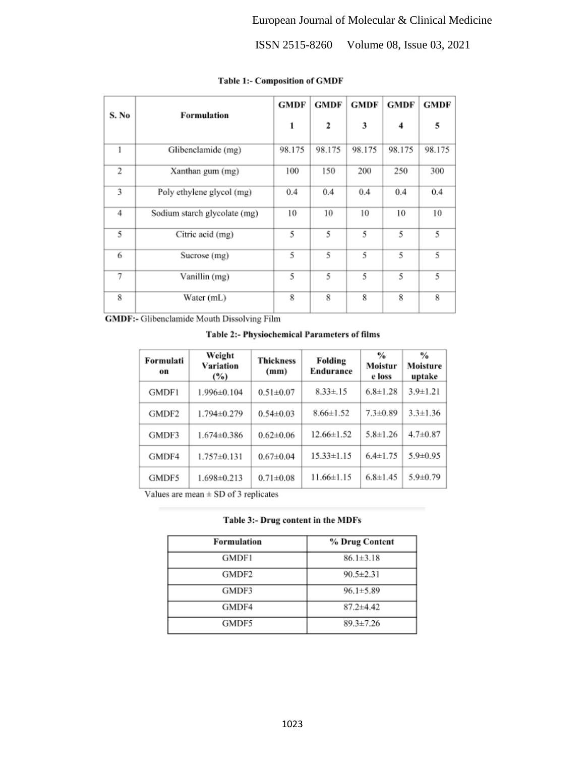**Table 1:- Composition of GMDF**

| S. No | Formulation | GMDF 1 | GMDF 2 | GMDF 3 | GMDF 4 | GMDF 5 |
|---|---|---|---|---|---|---|
| 1 | Glibenclamide (mg) | 98.175 | 98.175 | 98.175 | 98.175 | 98.175 |
| 2 | Xanthan gum (mg) | 100 | 150 | 200 | 250 | 300 |
| 3 | Poly ethylene glycol (mg) | 0.4 | 0.4 | 0.4 | 0.4 | 0.4 |
| 4 | Sodium starch glycolate (mg) | 10 | 10 | 10 | 10 | 10 |
| 5 | Citric acid (mg) | 5 | 5 | 5 | 5 | 5 |
| 6 | Sucrose (mg) | 5 | 5 | 5 | 5 | 5 |
| 7 | Vanillin (mg) | 5 | 5 | 5 | 5 | 5 |
| 8 | Water (mL) | 8 | 8 | 8 | 8 | 8 |

**GMDF:-** Glibenclamide Mouth Dissolving Film

**Table 2:- Physiochemical Parameters of films**

| Formulation | Weight Variation (%) | Thickness (mm) | Folding Endurance | % Moisture loss | % Moisture uptake |
|---|---|---|---|---|---|
| GMDF1 | 1.996±0.104 | 0.51±0.07 | 8.33±.15 | 6.8±1.28 | 3.9±1.21 |
| GMDF2 | 1.794±0.279 | 0.54±0.03 | 8.66±1.52 | 7.3±0.89 | 3.3±1.36 |
| GMDF3 | 1.674±0.386 | 0.62±0.06 | 12.66±1.52 | 5.8±1.26 | 4.7±0.87 |
| GMDF4 | 1.757±0.131 | 0.67±0.04 | 15.33±1.15 | 6.4±1.75 | 5.9±0.95 |
| GMDF5 | 1.698±0.213 | 0.71±0.08 | 11.66±1.15 | 6.8±1.45 | 5.9±0.79 |

Values are mean ± SD of 3 replicates

**Table 3:- Drug content in the MDFs**

| Formulation | % Drug Content |
|---|---|
| GMDF1 | 86.1±3.18 |
| GMDF2 | 90.5±2.31 |
| GMDF3 | 96.1±5.89 |
| GMDF4 | 87.2±4.42 |
| GMDF5 | 89.3±7.26 |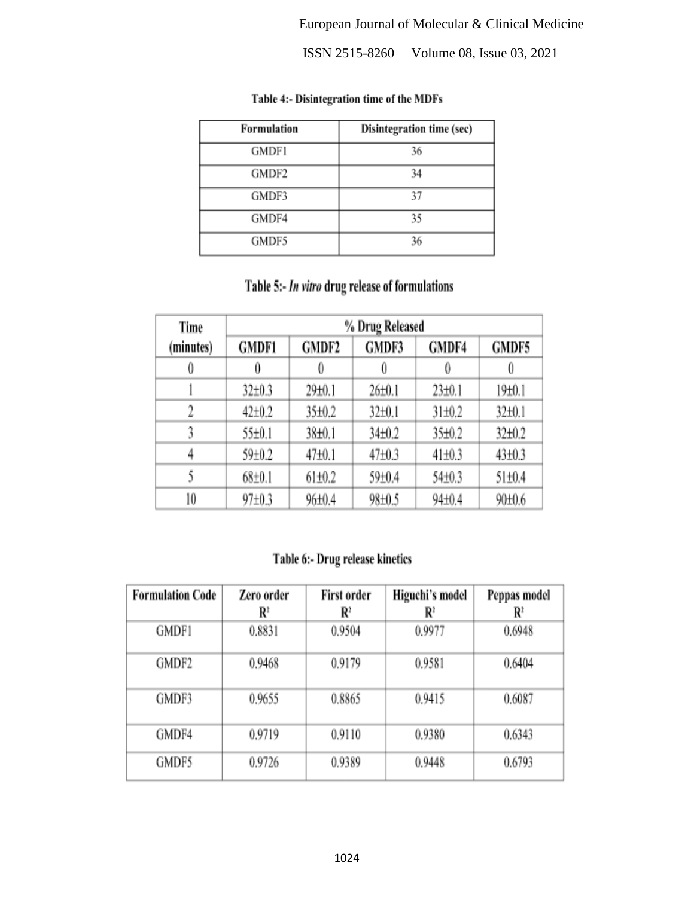**Table 4:- Disintegration time of the MDFs**

| Formulation | Disintegration time (sec) |
|---|---|
| GMDF1 | 36 |
| GMDF2 | 34 |
| GMDF3 | 37 |
| GMDF4 | 35 |
| GMDF5 | 36 |

**Table 5:- *In vitro* drug release of formulations**

| Time (minutes) | % Drug Released | | | | |
|---|---|---|---|---|---|
| | GMDF1 | GMDF2 | GMDF3 | GMDF4 | GMDF5 |
| 0 | 0 | 0 | 0 | 0 | 0 |
| 1 | 32±0.3 | 29±0.1 | 26±0.1 | 23±0.1 | 19±0.1 |
| 2 | 42±0.2 | 35±0.2 | 32±0.1 | 31±0.2 | 32±0.1 |
| 3 | 55±0.1 | 38±0.1 | 34±0.2 | 35±0.2 | 32±0.2 |
| 4 | 59±0.2 | 47±0.1 | 47±0.3 | 41±0.3 | 43±0.3 |
| 5 | 68±0.1 | 61±0.2 | 59±0.4 | 54±0.3 | 51±0.4 |
| 10 | 97±0.3 | 96±0.4 | 98±0.5 | 94±0.4 | 90±0.6 |

**Table 6:- Drug release kinetics**

| Formulation Code | Zero order $R^2$ | First order $R^2$ | Higuchi's model $R^2$ | Peppas model $R^2$ |
|---|---|---|---|---|
| GMDF1 | 0.8831 | 0.9504 | 0.9977 | 0.6948 |
| GMDF2 | 0.9468 | 0.9179 | 0.9581 | 0.6404 |
| GMDF3 | 0.9655 | 0.8865 | 0.9415 | 0.6087 |
| GMDF4 | 0.9719 | 0.9110 | 0.9380 | 0.6343 |
| GMDF5 | 0.9726 | 0.9389 | 0.9448 | 0.6793 |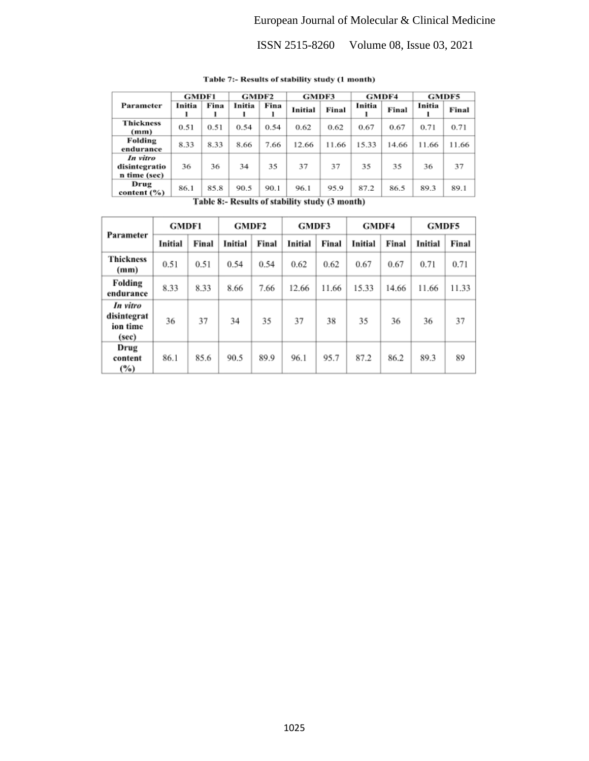**Table 7:- Results of stability study (1 month)**

| Parameter | GMDF1 | | GMDF2 | | GMDF3 | | GMDF4 | | GMDF5 | |
|---|---|---|---|---|---|---|---|---|---|---|
| | Initial | Final | Initial | Final | Initial | Final | Initial | Final | Initial | Final |
| Thickness (mm) | 0.51 | 0.51 | 0.54 | 0.54 | 0.62 | 0.62 | 0.67 | 0.67 | 0.71 | 0.71 |
| Folding endurance | 8.33 | 8.33 | 8.66 | 7.66 | 12.66 | 11.66 | 15.33 | 14.66 | 11.66 | 11.66 |
| *In vitro* disintegration time (sec) | 36 | 36 | 34 | 35 | 37 | 37 | 35 | 35 | 36 | 37 |
| Drug content (%) | 86.1 | 85.8 | 90.5 | 90.1 | 96.1 | 95.9 | 87.2 | 86.5 | 89.3 | 89.1 |

**Table 8:- Results of stability study (3 month)**

| Parameter | GMDF1 | | GMDF2 | | GMDF3 | | GMDF4 | | GMDF5 | |
|---|---|---|---|---|---|---|---|---|---|---|
| | Initial | Final | Initial | Final | Initial | Final | Initial | Final | Initial | Final |
| Thickness (mm) | 0.51 | 0.51 | 0.54 | 0.54 | 0.62 | 0.62 | 0.67 | 0.67 | 0.71 | 0.71 |
| Folding endurance | 8.33 | 8.33 | 8.66 | 7.66 | 12.66 | 11.66 | 15.33 | 14.66 | 11.66 | 11.33 |
| *In vitro* disintegration time (sec) | 36 | 37 | 34 | 35 | 37 | 38 | 35 | 36 | 36 | 37 |
| Drug content (%) | 86.1 | 85.6 | 90.5 | 89.9 | 96.1 | 95.7 | 87.2 | 86.2 | 89.3 | 89 |